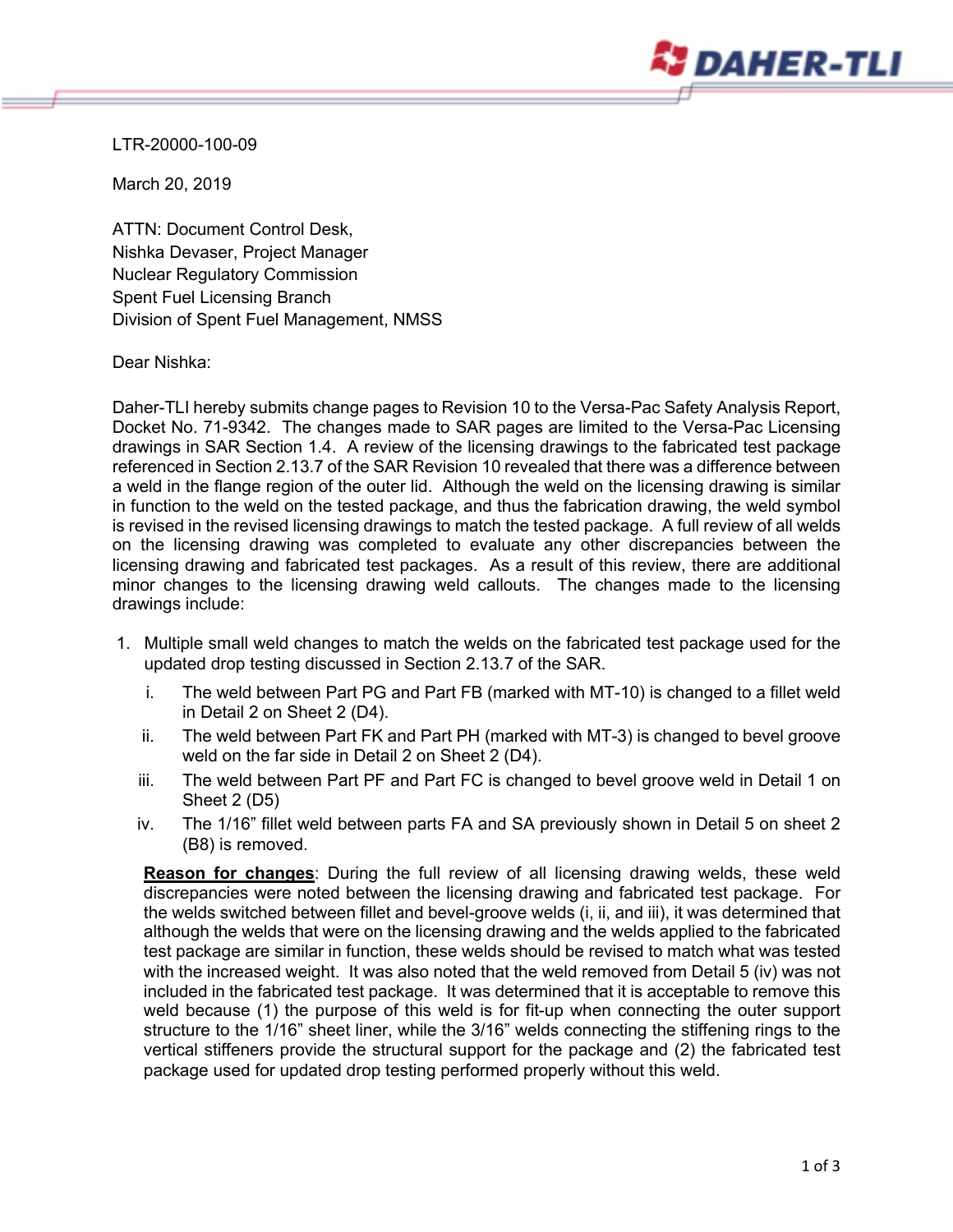LTR-20000-100-09

March 20, 2019

ATTN: Document Control Desk,
Nishka Devaser, Project Manager
Nuclear Regulatory Commission
Spent Fuel Licensing Branch
Division of Spent Fuel Management, NMSS

Dear Nishka:

Daher-TLI hereby submits change pages to Revision 10 to the Versa-Pac Safety Analysis Report, Docket No. 71-9342. The changes made to SAR pages are limited to the Versa-Pac Licensing drawings in SAR Section 1.4. A review of the licensing drawings to the fabricated test package referenced in Section 2.13.7 of the SAR Revision 10 revealed that there was a difference between a weld in the flange region of the outer lid. Although the weld on the licensing drawing is similar in function to the weld on the tested package, and thus the fabrication drawing, the weld symbol is revised in the revised licensing drawings to match the tested package. A full review of all welds on the licensing drawing was completed to evaluate any other discrepancies between the licensing drawing and fabricated test packages. As a result of this review, there are additional minor changes to the licensing drawing weld callouts. The changes made to the licensing drawings include:

1. Multiple small weld changes to match the welds on the fabricated test package used for the updated drop testing discussed in Section 2.13.7 of the SAR.
   i. The weld between Part PG and Part FB (marked with MT-10) is changed to a fillet weld in Detail 2 on Sheet 2 (D4).
   ii. The weld between Part FK and Part PH (marked with MT-3) is changed to bevel groove weld on the far side in Detail 2 on Sheet 2 (D4).
   iii. The weld between Part PF and Part FC is changed to bevel groove weld in Detail 1 on Sheet 2 (D5)
   iv. The 1/16" fillet weld between parts FA and SA previously shown in Detail 5 on sheet 2 (B8) is removed.

   **Reason for changes**: During the full review of all licensing drawing welds, these weld discrepancies were noted between the licensing drawing and fabricated test package. For the welds switched between fillet and bevel-groove welds (i, ii, and iii), it was determined that although the welds that were on the licensing drawing and the welds applied to the fabricated test package are similar in function, these welds should be revised to match what was tested with the increased weight. It was also noted that the weld removed from Detail 5 (iv) was not included in the fabricated test package. It was determined that it is acceptable to remove this weld because (1) the purpose of this weld is for fit-up when connecting the outer support structure to the 1/16" sheet liner, while the 3/16" welds connecting the stiffening rings to the vertical stiffeners provide the structural support for the package and (2) the fabricated test package used for updated drop testing performed properly without this weld.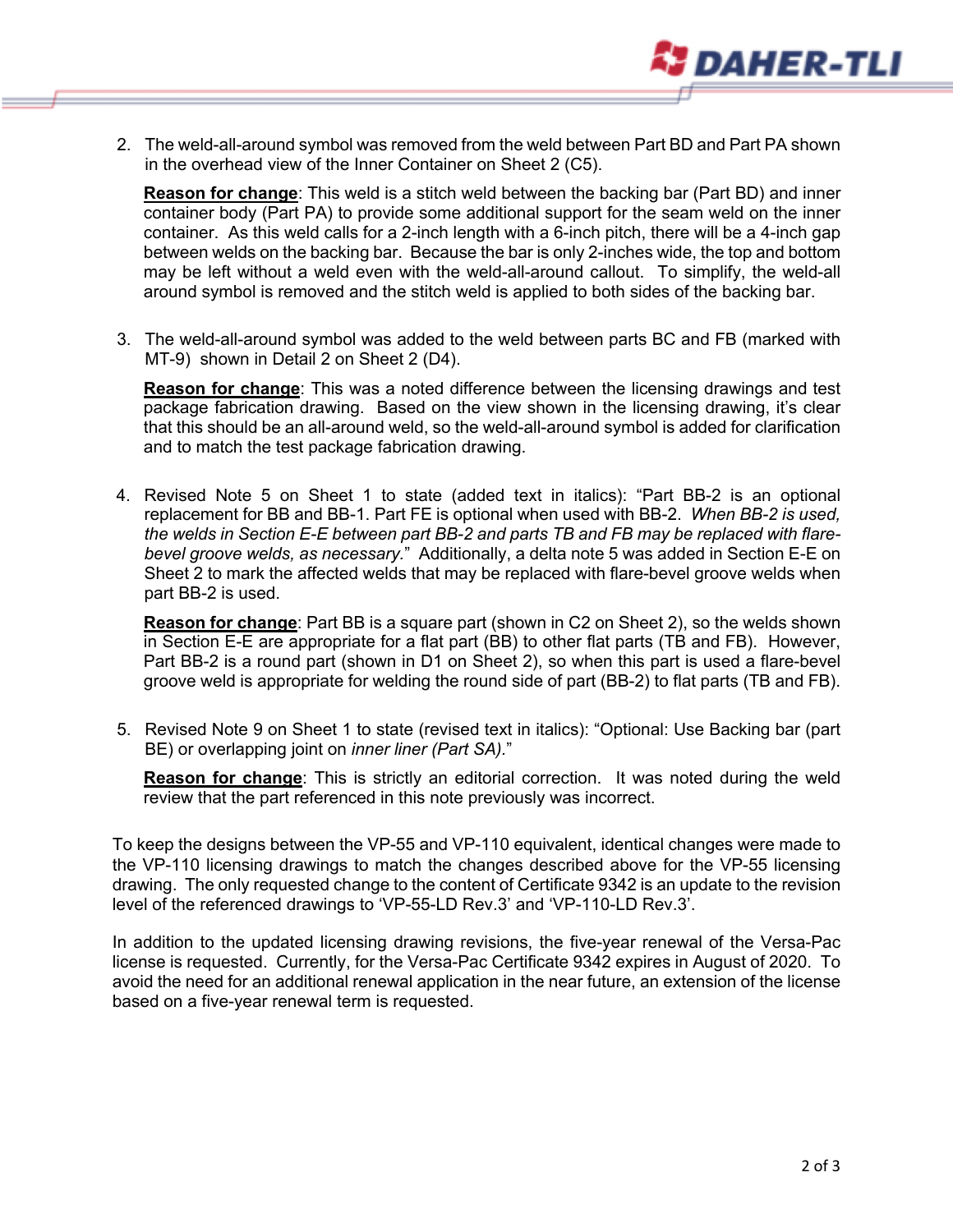2. The weld-all-around symbol was removed from the weld between Part BD and Part PA shown in the overhead view of the Inner Container on Sheet 2 (C5).

   **Reason for change**: This weld is a stitch weld between the backing bar (Part BD) and inner container body (Part PA) to provide some additional support for the seam weld on the inner container. As this weld calls for a 2-inch length with a 6-inch pitch, there will be a 4-inch gap between welds on the backing bar. Because the bar is only 2-inches wide, the top and bottom may be left without a weld even with the weld-all-around callout. To simplify, the weld-all around symbol is removed and the stitch weld is applied to both sides of the backing bar.

3. The weld-all-around symbol was added to the weld between parts BC and FB (marked with MT-9) shown in Detail 2 on Sheet 2 (D4).

   **Reason for change**: This was a noted difference between the licensing drawings and test package fabrication drawing. Based on the view shown in the licensing drawing, it's clear that this should be an all-around weld, so the weld-all-around symbol is added for clarification and to match the test package fabrication drawing.

4. Revised Note 5 on Sheet 1 to state (added text in italics): "Part BB-2 is an optional replacement for BB and BB-1. Part FE is optional when used with BB-2. *When BB-2 is used, the welds in Section E-E between part BB-2 and parts TB and FB may be replaced with flare-bevel groove welds, as necessary.*" Additionally, a delta note 5 was added in Section E-E on Sheet 2 to mark the affected welds that may be replaced with flare-bevel groove welds when part BB-2 is used.

   **Reason for change**: Part BB is a square part (shown in C2 on Sheet 2), so the welds shown in Section E-E are appropriate for a flat part (BB) to other flat parts (TB and FB). However, Part BB-2 is a round part (shown in D1 on Sheet 2), so when this part is used a flare-bevel groove weld is appropriate for welding the round side of part (BB-2) to flat parts (TB and FB).

5. Revised Note 9 on Sheet 1 to state (revised text in italics): "Optional: Use Backing bar (part BE) or overlapping joint on *inner liner (Part SA)*."

   **Reason for change**: This is strictly an editorial correction. It was noted during the weld review that the part referenced in this note previously was incorrect.

To keep the designs between the VP-55 and VP-110 equivalent, identical changes were made to the VP-110 licensing drawings to match the changes described above for the VP-55 licensing drawing. The only requested change to the content of Certificate 9342 is an update to the revision level of the referenced drawings to 'VP-55-LD Rev.3' and 'VP-110-LD Rev.3'.

In addition to the updated licensing drawing revisions, the five-year renewal of the Versa-Pac license is requested. Currently, for the Versa-Pac Certificate 9342 expires in August of 2020. To avoid the need for an additional renewal application in the near future, an extension of the license based on a five-year renewal term is requested.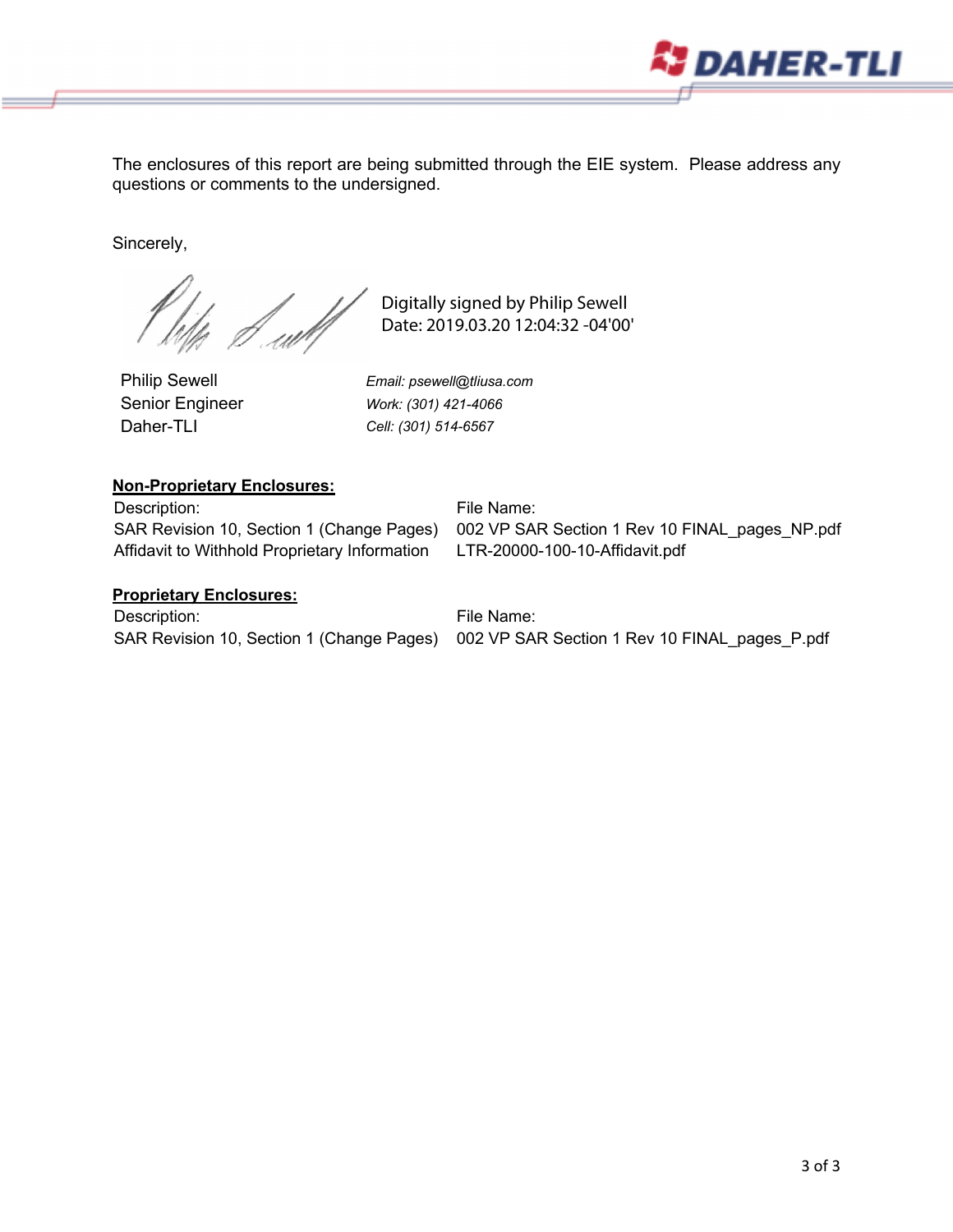The enclosures of this report are being submitted through the EIE system. Please address any questions or comments to the undersigned.

Sincerely,

Digitally signed by Philip Sewell
Date: 2019.03.20 12:04:32 -04'00'

Philip Sewell
Senior Engineer
Daher-TLI

*Email: psewell@tliusa.com*
*Work: (301) 421-4066*
*Cell: (301) 514-6567*

**Non-Proprietary Enclosures:**

| Description: | File Name: |
|---|---|
| SAR Revision 10, Section 1 (Change Pages) | 002 VP SAR Section 1 Rev 10 FINAL_pages_NP.pdf |
| Affidavit to Withhold Proprietary Information | LTR-20000-100-10-Affidavit.pdf |

**Proprietary Enclosures:**

| Description: | File Name: |
|---|---|
| SAR Revision 10, Section 1 (Change Pages) | 002 VP SAR Section 1 Rev 10 FINAL_pages_P.pdf |